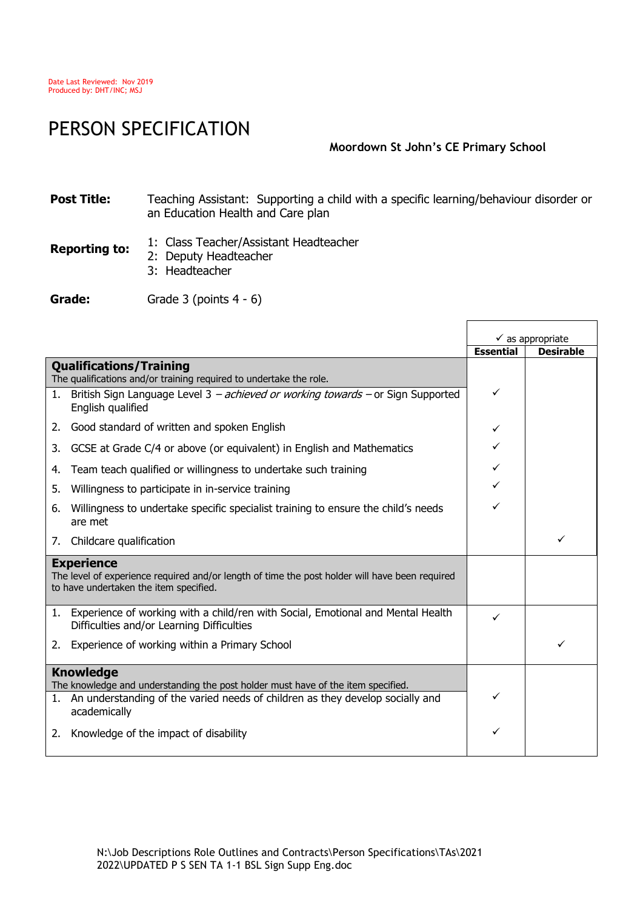Date Last Reviewed: Nov 2019
Produced by: DHT/INC; MSJ

# PERSON SPECIFICATION

**Moordown St John's CE Primary School**

**Post Title:** Teaching Assistant: Supporting a child with a specific learning/behaviour disorder or an Education Health and Care plan

**Reporting to:**
1: Class Teacher/Assistant Headteacher
2: Deputy Headteacher
3: Headteacher

**Grade:** Grade 3 (points 4 - 6)

| | ✓ as appropriate | |
|---|---|---|
| | **Essential** | **Desirable** |
| **Qualifications/Training**<br>The qualifications and/or training required to undertake the role. | | |
| 1. British Sign Language Level 3 – *achieved or working towards* – or Sign Supported English qualified | ✓ | |
| 2. Good standard of written and spoken English | ✓ | |
| 3. GCSE at Grade C/4 or above (or equivalent) in English and Mathematics | ✓ | |
| 4. Team teach qualified or willingness to undertake such training | ✓ | |
| 5. Willingness to participate in in-service training | ✓ | |
| 6. Willingness to undertake specific specialist training to ensure the child's needs are met | ✓ | |
| 7. Childcare qualification | | ✓ |
| **Experience**<br>The level of experience required and/or length of time the post holder will have been required to have undertaken the item specified. | | |
| 1. Experience of working with a child/ren with Social, Emotional and Mental Health Difficulties and/or Learning Difficulties | ✓ | |
| 2. Experience of working within a Primary School | | ✓ |
| **Knowledge**<br>The knowledge and understanding the post holder must have of the item specified. | | |
| 1. An understanding of the varied needs of children as they develop socially and academically | ✓ | |
| 2. Knowledge of the impact of disability | ✓ | |

N:\Job Descriptions Role Outlines and Contracts\Person Specifications\TAs\2021 2022\UPDATED P S SEN TA 1-1 BSL Sign Supp Eng.doc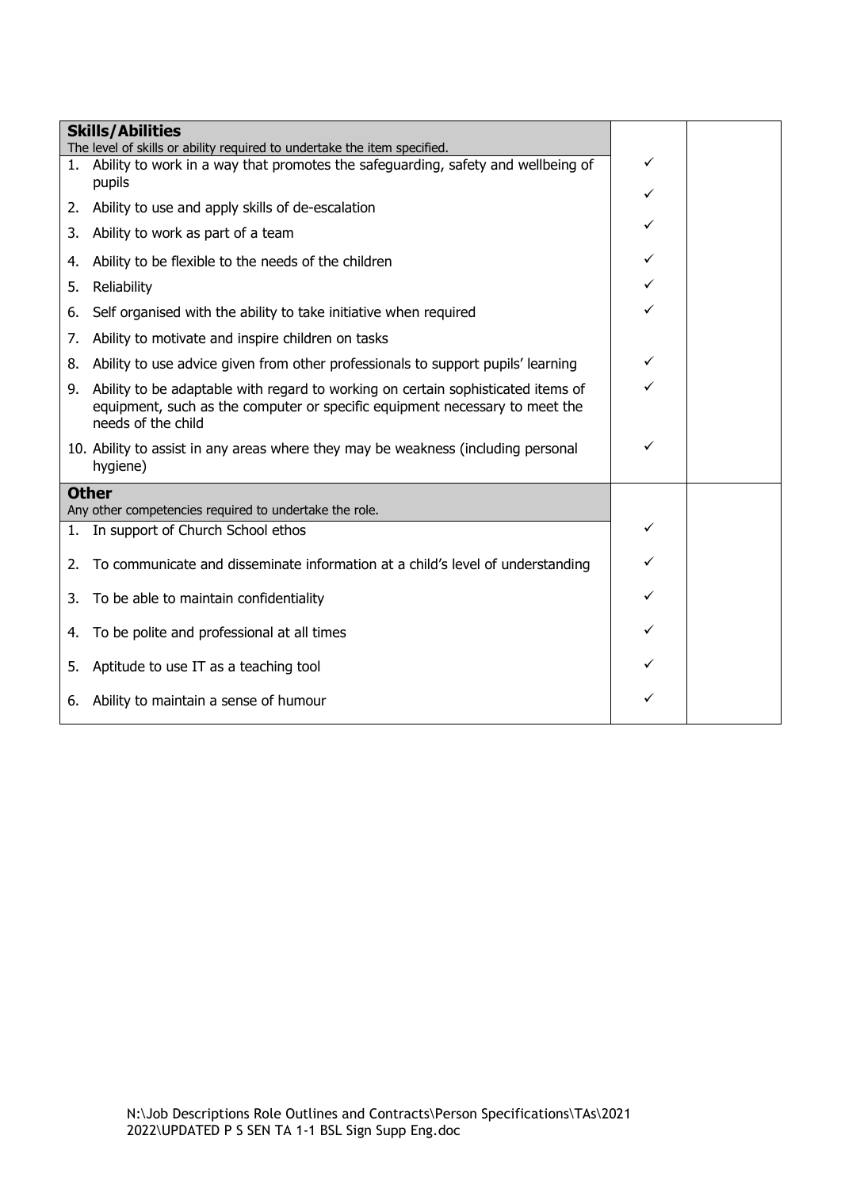| | | |
|---|---|---|
| **Skills/Abilities**<br>The level of skills or ability required to undertake the item specified. | | |
| 1. Ability to work in a way that promotes the safeguarding, safety and wellbeing of pupils | ✓ | |
| 2. Ability to use and apply skills of de-escalation | ✓ | |
| 3. Ability to work as part of a team | ✓ | |
| 4. Ability to be flexible to the needs of the children | ✓ | |
| 5. Reliability | ✓ | |
| 6. Self organised with the ability to take initiative when required | ✓ | |
| 7. Ability to motivate and inspire children on tasks | | |
| 8. Ability to use advice given from other professionals to support pupils' learning | ✓ | |
| 9. Ability to be adaptable with regard to working on certain sophisticated items of equipment, such as the computer or specific equipment necessary to meet the needs of the child | ✓ | |
| 10. Ability to assist in any areas where they may be weakness (including personal hygiene) | ✓ | |
| **Other**<br>Any other competencies required to undertake the role. | | |
| 1. In support of Church School ethos | ✓ | |
| 2. To communicate and disseminate information at a child's level of understanding | ✓ | |
| 3. To be able to maintain confidentiality | ✓ | |
| 4. To be polite and professional at all times | ✓ | |
| 5. Aptitude to use IT as a teaching tool | ✓ | |
| 6. Ability to maintain a sense of humour | ✓ | |